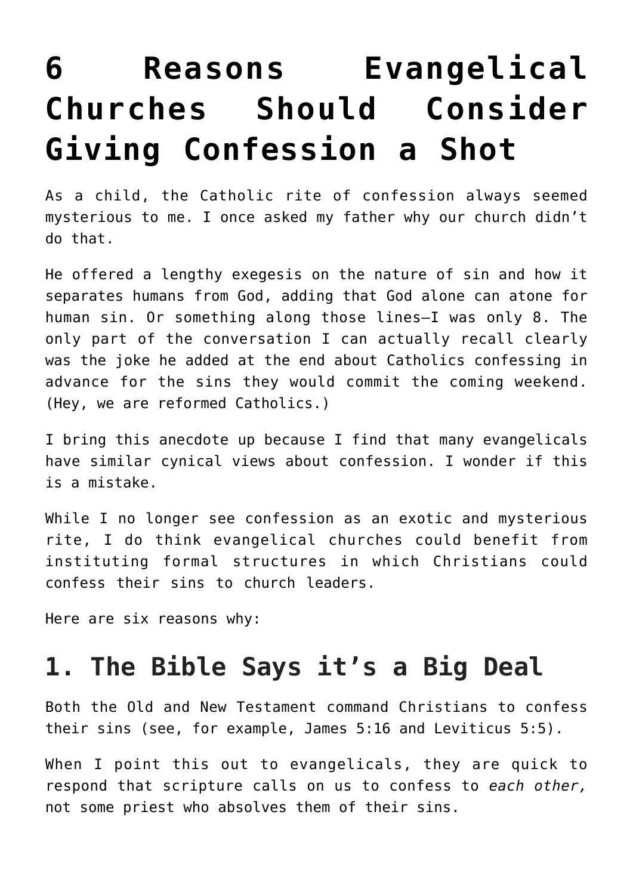# 6 Reasons Evangelical Churches Should Consider Giving Confession a Shot

As a child, the Catholic rite of confession always seemed mysterious to me. I once asked my father why our church didn't do that.

He offered a lengthy exegesis on the nature of sin and how it separates humans from God, adding that God alone can atone for human sin. Or something along those lines—I was only 8. The only part of the conversation I can actually recall clearly was the joke he added at the end about Catholics confessing in advance for the sins they would commit the coming weekend. (Hey, we are reformed Catholics.)

I bring this anecdote up because I find that many evangelicals have similar cynical views about confession. I wonder if this is a mistake.

While I no longer see confession as an exotic and mysterious rite, I do think evangelical churches could benefit from instituting formal structures in which Christians could confess their sins to church leaders.

Here are six reasons why:

## 1. The Bible Says it's a Big Deal

Both the Old and New Testament command Christians to confess their sins (see, for example, James 5:16 and Leviticus 5:5).

When I point this out to evangelicals, they are quick to respond that scripture calls on us to confess to *each other,* not some priest who absolves them of their sins.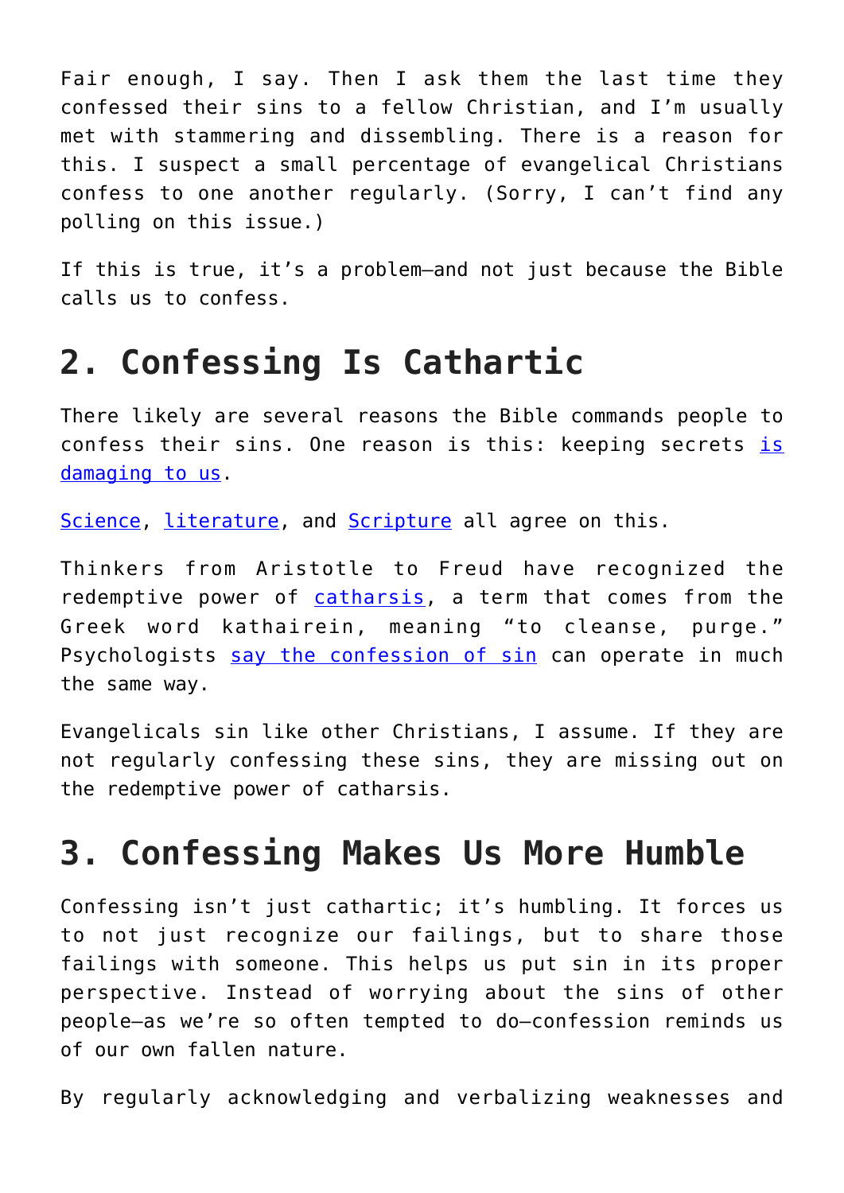Fair enough, I say. Then I ask them the last time they confessed their sins to a fellow Christian, and I'm usually met with stammering and dissembling. There is a reason for this. I suspect a small percentage of evangelical Christians confess to one another regularly. (Sorry, I can't find any polling on this issue.)

If this is true, it's a problem—and not just because the Bible calls us to confess.

## 2. Confessing Is Cathartic

There likely are several reasons the Bible commands people to confess their sins. One reason is this: keeping secrets is damaging to us.

Science, literature, and Scripture all agree on this.

Thinkers from Aristotle to Freud have recognized the redemptive power of catharsis, a term that comes from the Greek word kathairein, meaning "to cleanse, purge." Psychologists say the confession of sin can operate in much the same way.

Evangelicals sin like other Christians, I assume. If they are not regularly confessing these sins, they are missing out on the redemptive power of catharsis.

## 3. Confessing Makes Us More Humble

Confessing isn't just cathartic; it's humbling. It forces us to not just recognize our failings, but to share those failings with someone. This helps us put sin in its proper perspective. Instead of worrying about the sins of other people—as we're so often tempted to do—confession reminds us of our own fallen nature.

By regularly acknowledging and verbalizing weaknesses and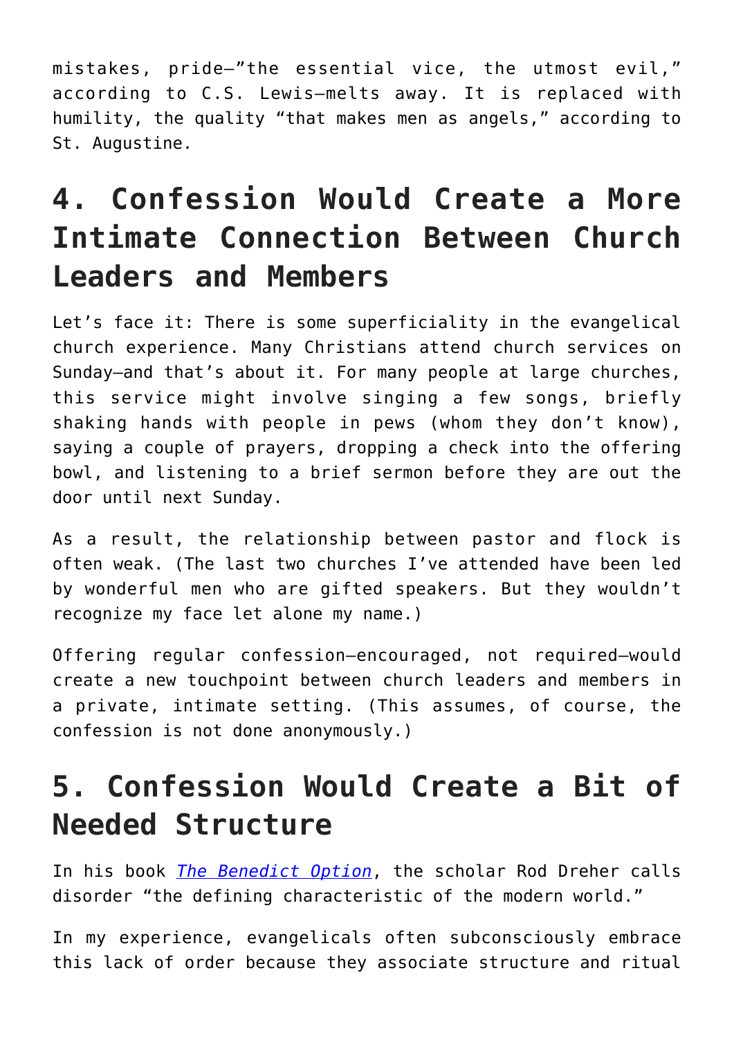mistakes, pride—"the essential vice, the utmost evil," according to C.S. Lewis—melts away. It is replaced with humility, the quality "that makes men as angels," according to St. Augustine.

## 4. Confession Would Create a More Intimate Connection Between Church Leaders and Members

Let's face it: There is some superficiality in the evangelical church experience. Many Christians attend church services on Sunday—and that's about it. For many people at large churches, this service might involve singing a few songs, briefly shaking hands with people in pews (whom they don't know), saying a couple of prayers, dropping a check into the offering bowl, and listening to a brief sermon before they are out the door until next Sunday.

As a result, the relationship between pastor and flock is often weak. (The last two churches I've attended have been led by wonderful men who are gifted speakers. But they wouldn't recognize my face let alone my name.)

Offering regular confession—encouraged, not required—would create a new touchpoint between church leaders and members in a private, intimate setting. (This assumes, of course, the confession is not done anonymously.)

## 5. Confession Would Create a Bit of Needed Structure

In his book *The Benedict Option*, the scholar Rod Dreher calls disorder "the defining characteristic of the modern world."

In my experience, evangelicals often subconsciously embrace this lack of order because they associate structure and ritual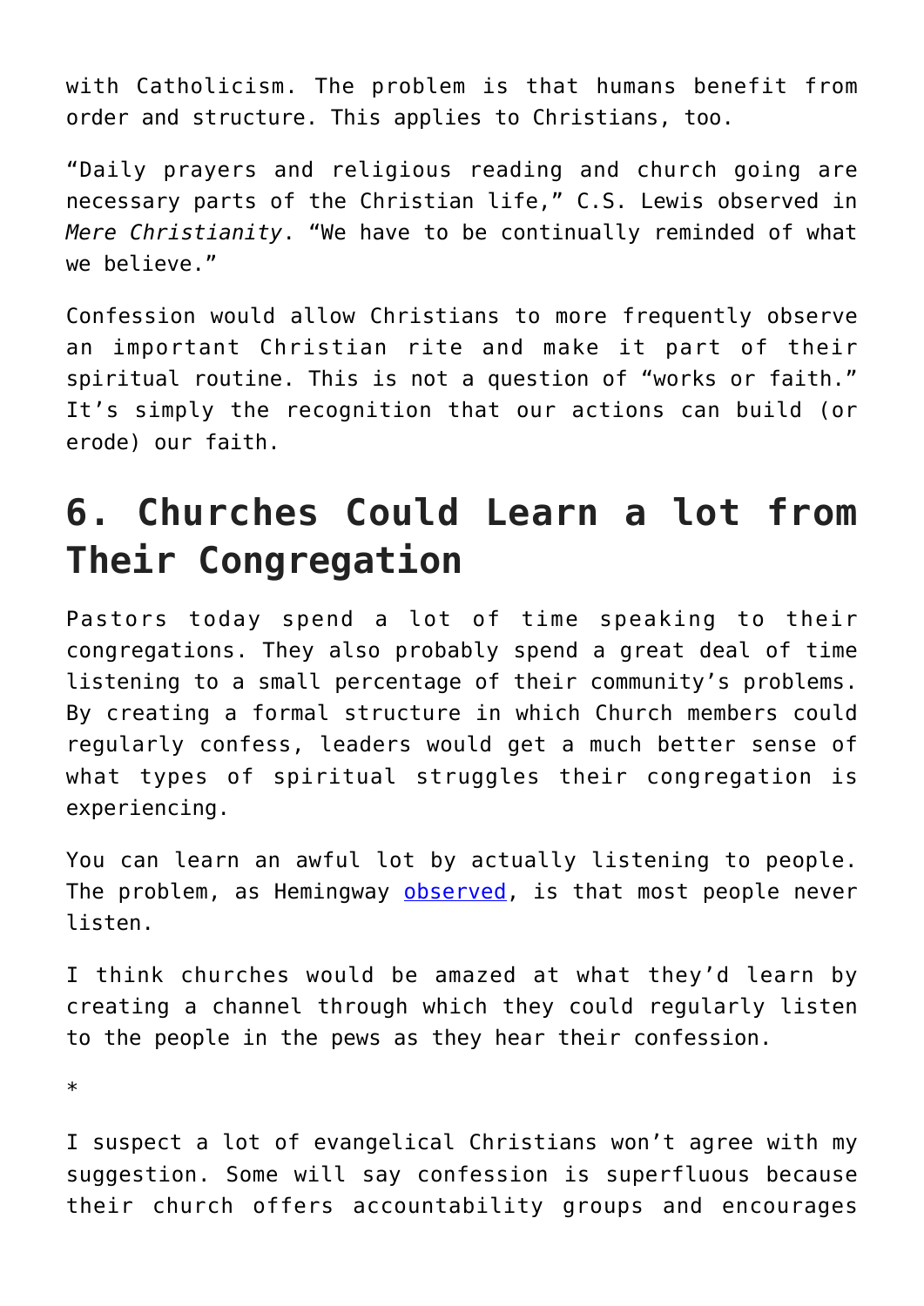with Catholicism. The problem is that humans benefit from order and structure. This applies to Christians, too.

"Daily prayers and religious reading and church going are necessary parts of the Christian life," C.S. Lewis observed in *Mere Christianity*. "We have to be continually reminded of what we believe."

Confession would allow Christians to more frequently observe an important Christian rite and make it part of their spiritual routine. This is not a question of "works or faith." It's simply the recognition that our actions can build (or erode) our faith.

## 6. Churches Could Learn a lot from Their Congregation

Pastors today spend a lot of time speaking to their congregations. They also probably spend a great deal of time listening to a small percentage of their community's problems. By creating a formal structure in which Church members could regularly confess, leaders would get a much better sense of what types of spiritual struggles their congregation is experiencing.

You can learn an awful lot by actually listening to people. The problem, as Hemingway observed, is that most people never listen.

I think churches would be amazed at what they'd learn by creating a channel through which they could regularly listen to the people in the pews as they hear their confession.

*

I suspect a lot of evangelical Christians won't agree with my suggestion. Some will say confession is superfluous because their church offers accountability groups and encourages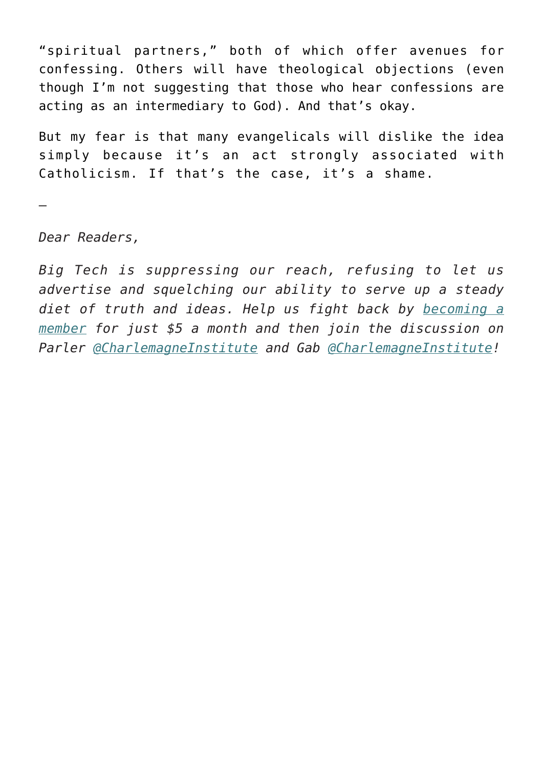"spiritual partners," both of which offer avenues for confessing. Others will have theological objections (even though I'm not suggesting that those who hear confessions are acting as an intermediary to God). And that's okay.

But my fear is that many evangelicals will dislike the idea simply because it's an act strongly associated with Catholicism. If that's the case, it's a shame.

—

*Dear Readers,*

*Big Tech is suppressing our reach, refusing to let us advertise and squelching our ability to serve up a steady diet of truth and ideas. Help us fight back by becoming a member for just $5 a month and then join the discussion on Parler @CharlemagneInstitute and Gab @CharlemagneInstitute!*